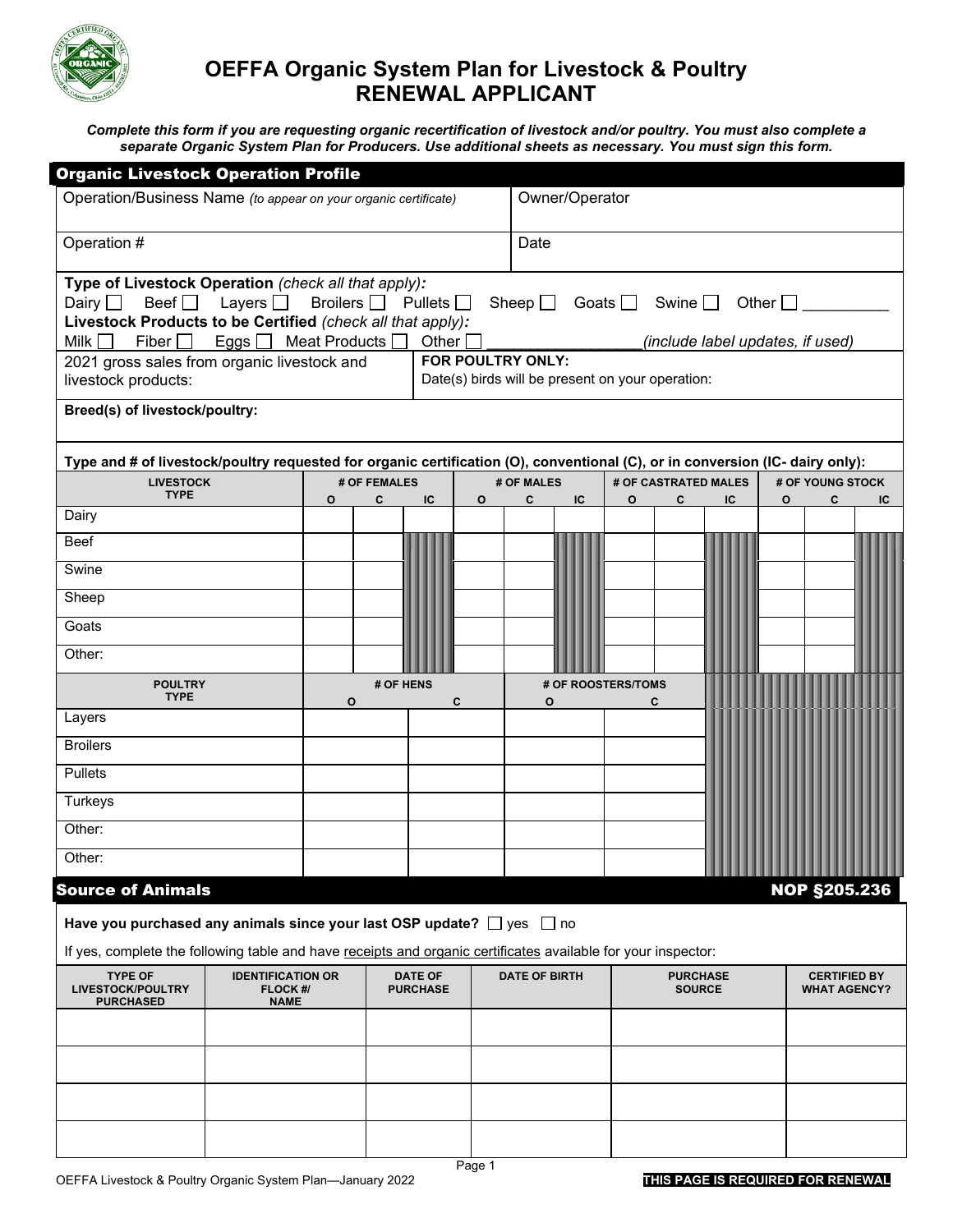# OEFFA Organic System Plan for Livestock & Poultry
# RENEWAL APPLICANT

***Complete this form if you are requesting organic recertification of livestock and/or poultry. You must also complete a separate Organic System Plan for Producers. Use additional sheets as necessary. You must sign this form.***

## Organic Livestock Operation Profile

| Operation/Business Name *(to appear on your organic certificate)* | Owner/Operator |
|---|---|
| Operation # | Date |

**Type of Livestock Operation** *(check all that apply)*:
Dairy ☐ Beef ☐ Layers ☐ Broilers ☐ Pullets ☐ Sheep ☐ Goats ☐ Swine ☐ Other ☐ _________

**Livestock Products to be Certified** *(check all that apply)*:
Milk ☐ Fiber ☐ Eggs ☐ Meat Products ☐ Other ☐ ________________*(include label updates, if used)*

| 2021 gross sales from organic livestock and livestock products: | **FOR POULTRY ONLY:** Date(s) birds will be present on your operation: |
|---|---|

**Breed(s) of livestock/poultry:**

**Type and # of livestock/poultry requested for organic certification (O), conventional (C), or in conversion (IC- dairy only):**

| LIVESTOCK TYPE | # OF FEMALES | | | # OF MALES | | | # OF CASTRATED MALES | | | # OF YOUNG STOCK | | |
|---|---|---|---|---|---|---|---|---|---|---|---|---|
| | O | C | IC | O | C | IC | O | C | IC | O | C | IC |
| Dairy | | | | | | | | | | | | |
| Beef | | | | | | | | | | | | |
| Swine | | | | | | | | | | | | |
| Sheep | | | | | | | | | | | | |
| Goats | | | | | | | | | | | | |
| Other: | | | | | | | | | | | | |

| POULTRY TYPE | # OF HENS | | # OF ROOSTERS/TOMS | |
|---|---|---|---|---|
| | O | C | O | C |
| Layers | | | | |
| Broilers | | | | |
| Pullets | | | | |
| Turkeys | | | | |
| Other: | | | | |
| Other: | | | | |

## Source of Animals — NOP §205.236

**Have you purchased any animals since your last OSP update?** ☐ yes ☐ no

If yes, complete the following table and have receipts and organic certificates available for your inspector:

| TYPE OF LIVESTOCK/POULTRY PURCHASED | IDENTIFICATION OR FLOCK #/ NAME | DATE OF PURCHASE | DATE OF BIRTH | PURCHASE SOURCE | CERTIFIED BY WHAT AGENCY? |
|---|---|---|---|---|---|
| | | | | | |
| | | | | | |
| | | | | | |
| | | | | | |

**THIS PAGE IS REQUIRED FOR RENEWAL**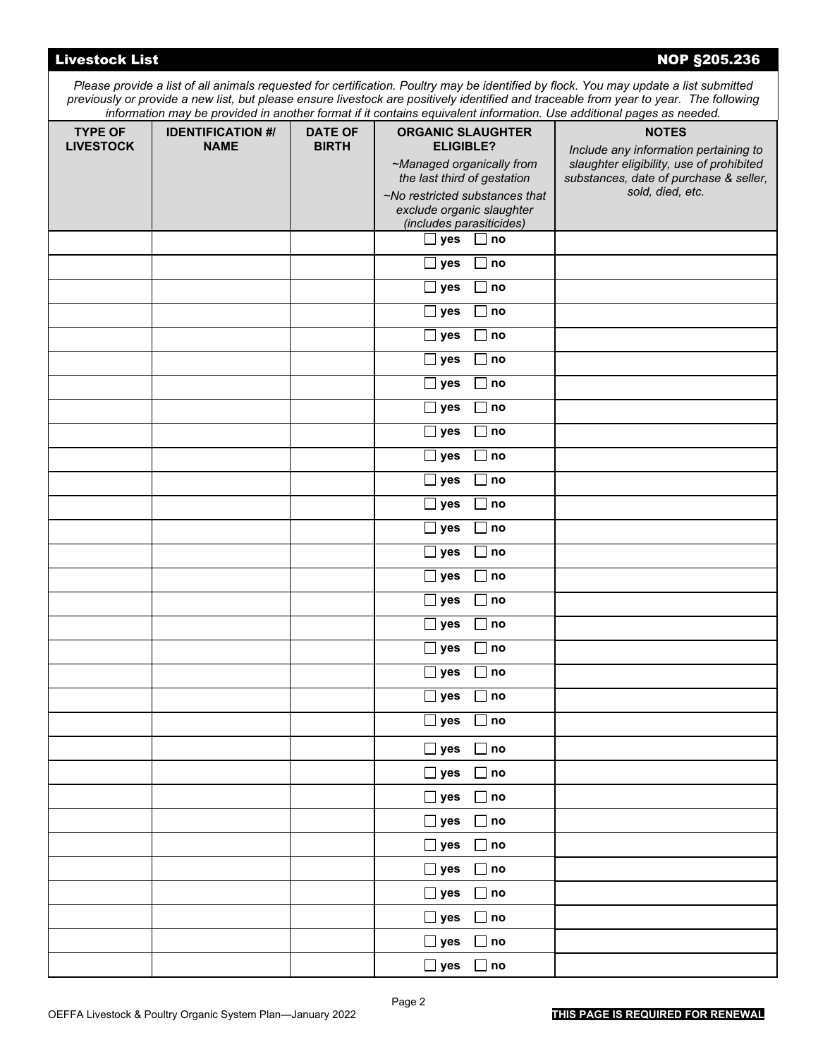## Livestock List — NOP §205.236

*Please provide a list of all animals requested for certification. Poultry may be identified by flock. You may update a list submitted previously or provide a new list, but please ensure livestock are positively identified and traceable from year to year. The following information may be provided in another format if it contains equivalent information. Use additional pages as needed.*

| TYPE OF LIVESTOCK | IDENTIFICATION #/ NAME | DATE OF BIRTH | ORGANIC SLAUGHTER ELIGIBLE? *~Managed organically from the last third of gestation* *~No restricted substances that exclude organic slaughter (includes parasiticides)* | NOTES *Include any information pertaining to slaughter eligibility, use of prohibited substances, date of purchase & seller, sold, died, etc.* |
|---|---|---|---|---|
| | | | ☐ yes ☐ no | |
| | | | ☐ yes ☐ no | |
| | | | ☐ yes ☐ no | |
| | | | ☐ yes ☐ no | |
| | | | ☐ yes ☐ no | |
| | | | ☐ yes ☐ no | |
| | | | ☐ yes ☐ no | |
| | | | ☐ yes ☐ no | |
| | | | ☐ yes ☐ no | |
| | | | ☐ yes ☐ no | |
| | | | ☐ yes ☐ no | |
| | | | ☐ yes ☐ no | |
| | | | ☐ yes ☐ no | |
| | | | ☐ yes ☐ no | |
| | | | ☐ yes ☐ no | |
| | | | ☐ yes ☐ no | |
| | | | ☐ yes ☐ no | |
| | | | ☐ yes ☐ no | |
| | | | ☐ yes ☐ no | |
| | | | ☐ yes ☐ no | |
| | | | ☐ yes ☐ no | |
| | | | ☐ yes ☐ no | |
| | | | ☐ yes ☐ no | |
| | | | ☐ yes ☐ no | |
| | | | ☐ yes ☐ no | |
| | | | ☐ yes ☐ no | |
| | | | ☐ yes ☐ no | |
| | | | ☐ yes ☐ no | |
| | | | ☐ yes ☐ no | |
| | | | ☐ yes ☐ no | |
| | | | ☐ yes ☐ no | |

OEFFA Livestock & Poultry Organic System Plan—January 2022

**THIS PAGE IS REQUIRED FOR RENEWAL**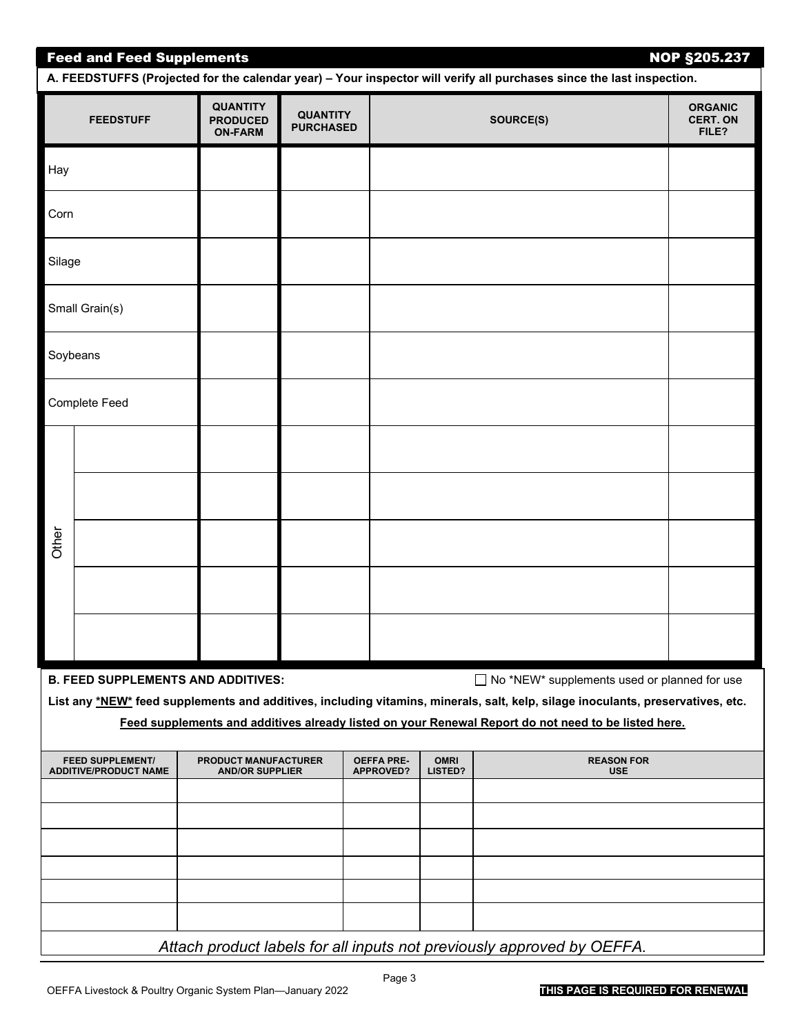## Feed and Feed Supplements — NOP §205.237

**A. FEEDSTUFFS (Projected for the calendar year) – Your inspector will verify all purchases since the last inspection.**

| FEEDSTUFF | | QUANTITY PRODUCED ON-FARM | QUANTITY PURCHASED | SOURCE(S) | ORGANIC CERT. ON FILE? |
|---|---|---|---|---|---|
| Hay | | | | | |
| Corn | | | | | |
| Silage | | | | | |
| Small Grain(s) | | | | | |
| Soybeans | | | | | |
| Complete Feed | | | | | |
| Other | | | | | |
| | | | | | |
| | | | | | |
| | | | | | |
| | | | | | |

**B. FEED SUPPLEMENTS AND ADDITIVES:** ☐ No \*NEW\* supplements used or planned for use

**List any <u>\*NEW\*</u> feed supplements and additives, including vitamins, minerals, salt, kelp, silage inoculants, preservatives, etc.**

**<u>Feed supplements and additives already listed on your Renewal Report do not need to be listed here.</u>**

| FEED SUPPLEMENT/ ADDITIVE/PRODUCT NAME | PRODUCT MANUFACTURER AND/OR SUPPLIER | OEFFA PRE-APPROVED? | OMRI LISTED? | REASON FOR USE |
|---|---|---|---|---|
| | | | | |
| | | | | |
| | | | | |
| | | | | |
| | | | | |
| | | | | |

*Attach product labels for all inputs not previously approved by OEFFA.*

**THIS PAGE IS REQUIRED FOR RENEWAL**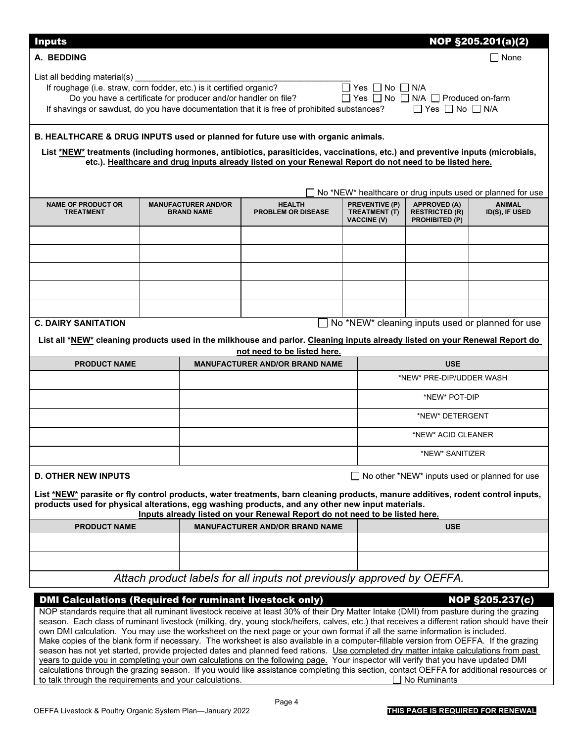## Inputs — NOP §205.201(a)(2)

### A. BEDDING

☐ None

List all bedding material(s) \_\_\_\_\_\_\_\_\_\_\_\_\_\_\_\_\_\_\_\_\_\_\_\_\_\_\_\_\_\_\_\_\_\_\_\_\_\_\_\_\_\_\_\_

If roughage (i.e. straw, corn fodder, etc.) is it certified organic? ☐ Yes ☐ No ☐ N/A

Do you have a certificate for producer and/or handler on file? ☐ Yes ☐ No ☐ N/A ☐ Produced on-farm

If shavings or sawdust, do you have documentation that it is free of prohibited substances? ☐ Yes ☐ No ☐ N/A

### B. HEALTHCARE & DRUG INPUTS used or planned for future use with organic animals.

**List <u>\*NEW\*</u> treatments (including hormones, antibiotics, parasiticides, vaccinations, etc.) and preventive inputs (microbials, etc.). <u>Healthcare and drug inputs already listed on your Renewal Report do not need to be listed here.</u>**

☐ No \*NEW\* healthcare or drug inputs used or planned for use

| NAME OF PRODUCT OR TREATMENT | MANUFACTURER AND/OR BRAND NAME | HEALTH PROBLEM OR DISEASE | PREVENTIVE (P) TREATMENT (T) VACCINE (V) | APPROVED (A) RESTRICTED (R) PROHIBITED (P) | ANIMAL ID(S), IF USED |
|---|---|---|---|---|---|
| | | | | | |
| | | | | | |
| | | | | | |
| | | | | | |
| | | | | | |

### C. DAIRY SANITATION

☐ No \*NEW\* cleaning inputs used or planned for use

**List all \*<u>NEW</u>\* cleaning products used in the milkhouse and parlor. <u>Cleaning inputs already listed on your Renewal Report do not need to be listed here.</u>**

| PRODUCT NAME | MANUFACTURER AND/OR BRAND NAME | USE |
|---|---|---|
| | | \*NEW\* PRE-DIP/UDDER WASH |
| | | \*NEW\* POT-DIP |
| | | \*NEW\* DETERGENT |
| | | \*NEW\* ACID CLEANER |
| | | \*NEW\* SANITIZER |

### D. OTHER NEW INPUTS

☐ No other \*NEW\* inputs used or planned for use

**List <u>\*NEW\*</u> parasite or fly control products, water treatments, barn cleaning products, manure additives, rodent control inputs, products used for physical alterations, egg washing products, and any other new input materials. <u>Inputs already listed on your Renewal Report do not need to be listed here.</u>**

| PRODUCT NAME | MANUFACTURER AND/OR BRAND NAME | USE |
|---|---|---|
| | | |
| | | |

*Attach product labels for all inputs not previously approved by OEFFA.*

## DMI Calculations (Required for ruminant livestock only) — NOP §205.237(c)

NOP standards require that all ruminant livestock receive at least 30% of their Dry Matter Intake (DMI) from pasture during the grazing season. Each class of ruminant livestock (milking, dry, young stock/heifers, calves, etc.) that receives a different ration should have their own DMI calculation. You may use the worksheet on the next page or your own format if all the same information is included. Make copies of the blank form if necessary. The worksheet is also available in a computer-fillable version from OEFFA. If the grazing season has not yet started, provide projected dates and planned feed rations. <u>Use completed dry matter intake calculations from past years to guide you in completing your own calculations on the following page.</u> Your inspector will verify that you have updated DMI calculations through the grazing season. If you would like assistance completing this section, contact OEFFA for additional resources or to talk through the requirements and your calculations.

☐ No Ruminants

**THIS PAGE IS REQUIRED FOR RENEWAL**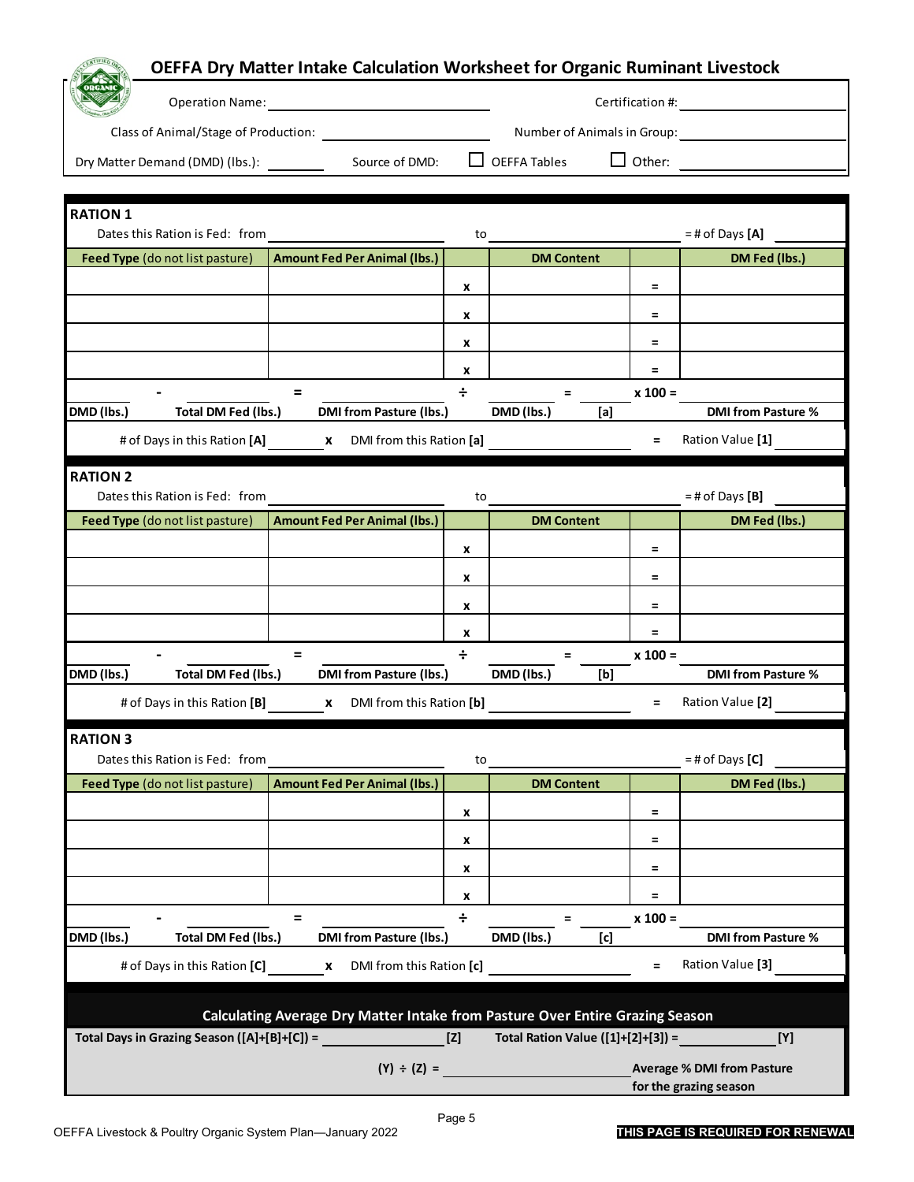# OEFFA Dry Matter Intake Calculation Worksheet for Organic Ruminant Livestock

Operation Name: ______________________ Certification #: ______________________

Class of Animal/Stage of Production: ______________________ Number of Animals in Group: ______________________

Dry Matter Demand (DMD) (lbs.): ________ Source of DMD: ☐ OEFFA Tables ☐ Other: ______________________

## RATION 1

Dates this Ration is Fed: from ______________________ to ______________________ = # of Days **[A]** ________

| **Feed Type** (do not list pasture) | **Amount Fed Per Animal (lbs.)** | | **DM Content** | | **DM Fed (lbs.)** |
|---|---|---|---|---|---|
| | | x | | = | |
| | | x | | = | |
| | | x | | = | |
| | | x | | = | |

| | - | | = | | ÷ | | = | | x 100 = | |
|---|---|---|---|---|---|---|---|---|---|---|
| **DMD (lbs.)** | | **Total DM Fed (lbs.)** | | **DMI from Pasture (lbs.)** | | **DMD (lbs.)** | | **[a]** | | **DMI from Pasture %** |

# of Days in this Ration **[A]** ________ **x** DMI from this Ration **[a]** ______________________ **=** Ration Value **[1]** ________

## RATION 2

Dates this Ration is Fed: from ______________________ to ______________________ = # of Days **[B]** ________

| **Feed Type** (do not list pasture) | **Amount Fed Per Animal (lbs.)** | | **DM Content** | | **DM Fed (lbs.)** |
|---|---|---|---|---|---|
| | | x | | = | |
| | | x | | = | |
| | | x | | = | |
| | | x | | = | |

| | - | | = | | ÷ | | = | | x 100 = | |
|---|---|---|---|---|---|---|---|---|---|---|
| **DMD (lbs.)** | | **Total DM Fed (lbs.)** | | **DMI from Pasture (lbs.)** | | **DMD (lbs.)** | | **[b]** | | **DMI from Pasture %** |

# of Days in this Ration **[B]** ________ **x** DMI from this Ration **[b]** ______________________ **=** Ration Value **[2]** ________

## RATION 3

Dates this Ration is Fed: from ______________________ to ______________________ = # of Days **[C]** ________

| **Feed Type** (do not list pasture) | **Amount Fed Per Animal (lbs.)** | | **DM Content** | | **DM Fed (lbs.)** |
|---|---|---|---|---|---|
| | | x | | = | |
| | | x | | = | |
| | | x | | = | |
| | | x | | = | |

| | - | | = | | ÷ | | = | | x 100 = | |
|---|---|---|---|---|---|---|---|---|---|---|
| **DMD (lbs.)** | | **Total DM Fed (lbs.)** | | **DMI from Pasture (lbs.)** | | **DMD (lbs.)** | | **[c]** | | **DMI from Pasture %** |

# of Days in this Ration **[C]** ________ **x** DMI from this Ration **[c]** ______________________ **=** Ration Value **[3]** ________

## Calculating Average Dry Matter Intake from Pasture Over Entire Grazing Season

**Total Days in Grazing Season ([A]+[B]+[C]) =** ______________ **[Z]** **Total Ration Value ([1]+[2]+[3]) =** ______________ **[Y]**

**(Y) ÷ (Z) =** ______________________ **Average % DMI from Pasture for the grazing season**

**THIS PAGE IS REQUIRED FOR RENEWAL**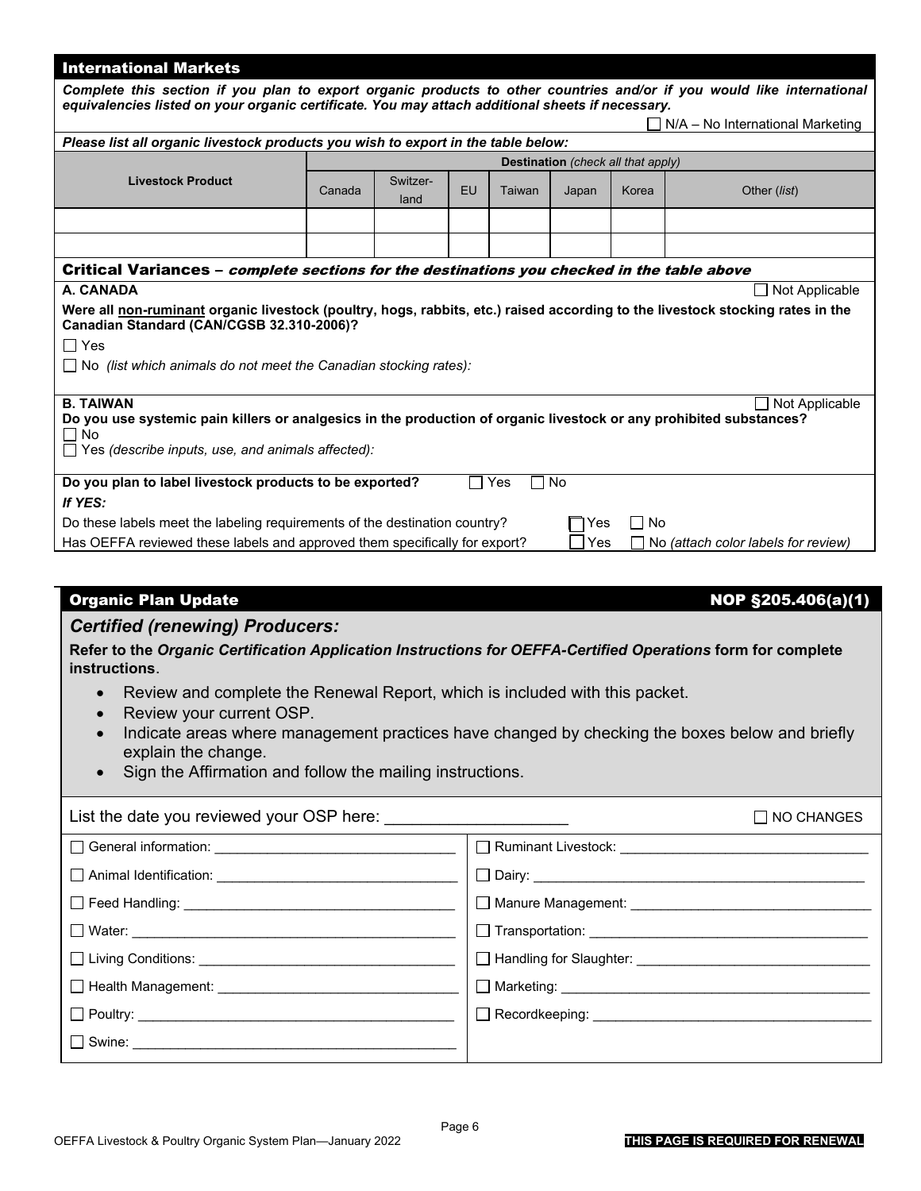## International Markets

***Complete this section if you plan to export organic products to other countries and/or if you would like international equivalencies listed on your organic certificate. You may attach additional sheets if necessary.***

☐ N/A – No International Marketing

***Please list all organic livestock products you wish to export in the table below:***

| Livestock Product | Destination *(check all that apply)* | | | | | | |
|---|---|---|---|---|---|---|---|
| | Canada | Switzer-land | EU | Taiwan | Japan | Korea | Other (*list*) |
| | | | | | | | |
| | | | | | | | |

## Critical Variances – *complete sections for the destinations you checked in the table above*

**A. CANADA** ☐ Not Applicable

**Were all non-ruminant organic livestock (poultry, hogs, rabbits, etc.) raised according to the livestock stocking rates in the Canadian Standard (CAN/CGSB 32.310-2006)?**

☐ Yes

☐ No *(list which animals do not meet the Canadian stocking rates):*

**B. TAIWAN** ☐ Not Applicable

**Do you use systemic pain killers or analgesics in the production of organic livestock or any prohibited substances?**

☐ No

☐ Yes *(describe inputs, use, and animals affected):*

**Do you plan to label livestock products to be exported?** ☐ Yes ☐ No

***If YES:***

Do these labels meet the labeling requirements of the destination country? ☐ Yes ☐ No

Has OEFFA reviewed these labels and approved them specifically for export? ☐ Yes ☐ No *(attach color labels for review)*

## Organic Plan Update — NOP §205.406(a)(1)

### *Certified (renewing) Producers:*

**Refer to the *Organic Certification Application Instructions for OEFFA-Certified Operations* form for complete instructions**.

- Review and complete the Renewal Report, which is included with this packet.
- Review your current OSP.
- Indicate areas where management practices have changed by checking the boxes below and briefly explain the change.
- Sign the Affirmation and follow the mailing instructions.

List the date you reviewed your OSP here: ____________________ ☐ NO CHANGES

| | |
|---|---|
| ☐ General information: ____________ | ☐ Ruminant Livestock: ____________ |
| ☐ Animal Identification: ____________ | ☐ Dairy: ____________ |
| ☐ Feed Handling: ____________ | ☐ Manure Management: ____________ |
| ☐ Water: ____________ | ☐ Transportation: ____________ |
| ☐ Living Conditions: ____________ | ☐ Handling for Slaughter: ____________ |
| ☐ Health Management: ____________ | ☐ Marketing: ____________ |
| ☐ Poultry: ____________ | ☐ Recordkeeping: ____________ |
| ☐ Swine: ____________ | |

**THIS PAGE IS REQUIRED FOR RENEWAL**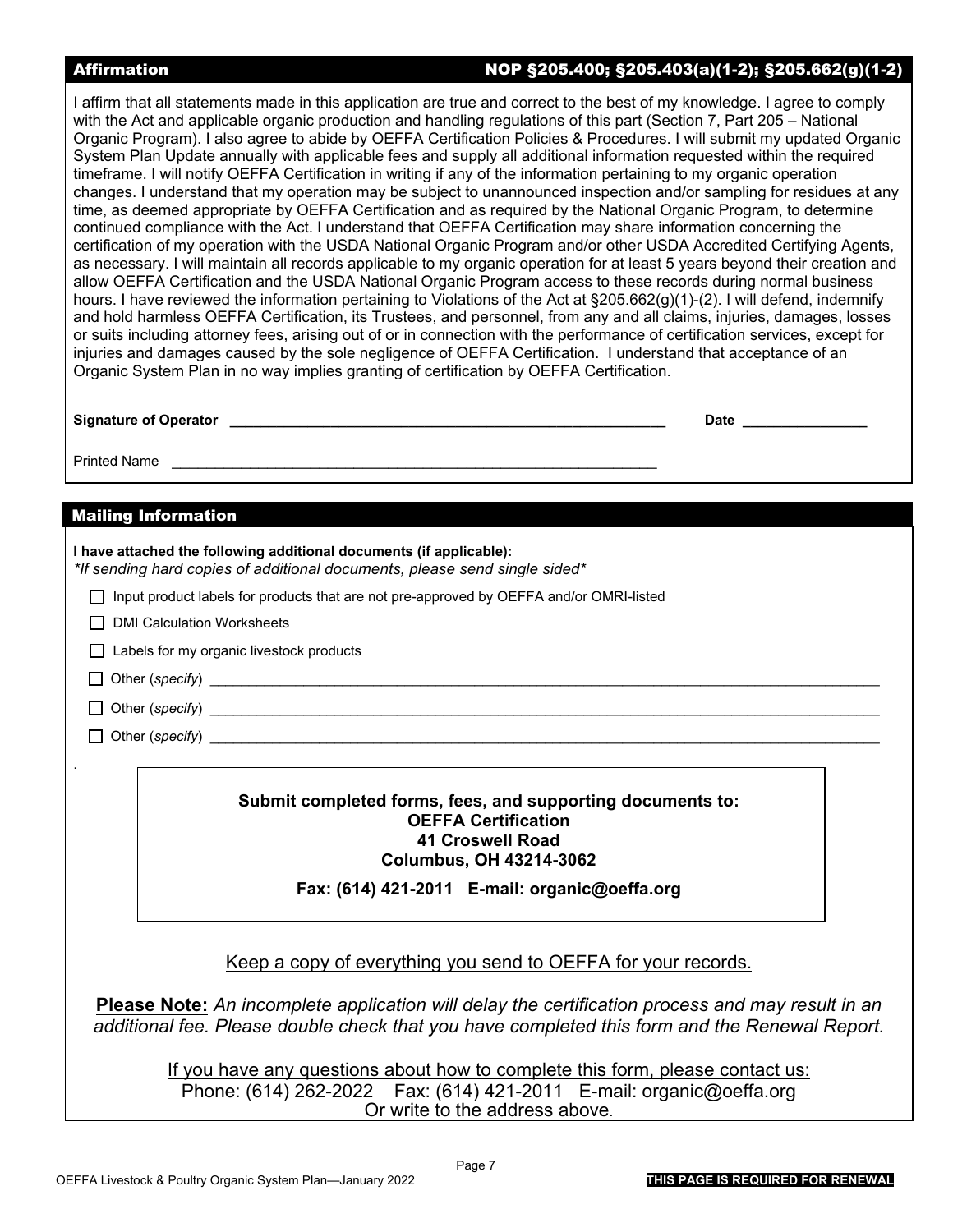## Affirmation NOP §205.400; §205.403(a)(1-2); §205.662(g)(1-2)

I affirm that all statements made in this application are true and correct to the best of my knowledge. I agree to comply with the Act and applicable organic production and handling regulations of this part (Section 7, Part 205 – National Organic Program). I also agree to abide by OEFFA Certification Policies & Procedures. I will submit my updated Organic System Plan Update annually with applicable fees and supply all additional information requested within the required timeframe. I will notify OEFFA Certification in writing if any of the information pertaining to my organic operation changes. I understand that my operation may be subject to unannounced inspection and/or sampling for residues at any time, as deemed appropriate by OEFFA Certification and as required by the National Organic Program, to determine continued compliance with the Act. I understand that OEFFA Certification may share information concerning the certification of my operation with the USDA National Organic Program and/or other USDA Accredited Certifying Agents, as necessary. I will maintain all records applicable to my organic operation for at least 5 years beyond their creation and allow OEFFA Certification and the USDA National Organic Program access to these records during normal business hours. I have reviewed the information pertaining to Violations of the Act at §205.662(g)(1)-(2). I will defend, indemnify and hold harmless OEFFA Certification, its Trustees, and personnel, from any and all claims, injuries, damages, losses or suits including attorney fees, arising out of or in connection with the performance of certification services, except for injuries and damages caused by the sole negligence of OEFFA Certification. I understand that acceptance of an Organic System Plan in no way implies granting of certification by OEFFA Certification.

**Signature of Operator** ____________________________________________ **Date** ______________

Printed Name ____________________________________________

## Mailing Information

**I have attached the following additional documents (if applicable):**
*\*If sending hard copies of additional documents, please send single sided\**

- ☐ Input product labels for products that are not pre-approved by OEFFA and/or OMRI-listed
- ☐ DMI Calculation Worksheets
- ☐ Labels for my organic livestock products
- ☐ Other (*specify*) ____________________________________________
- ☐ Other (*specify*) ____________________________________________
- ☐ Other (*specify*) ____________________________________________

**Submit completed forms, fees, and supporting documents to:**
**OEFFA Certification**
**41 Croswell Road**
**Columbus, OH 43214-3062**

**Fax: (614) 421-2011 E-mail: organic@oeffa.org**

Keep a copy of everything you send to OEFFA for your records.

**Please Note:** *An incomplete application will delay the certification process and may result in an additional fee. Please double check that you have completed this form and the Renewal Report.*

If you have any questions about how to complete this form, please contact us:
Phone: (614) 262-2022 Fax: (614) 421-2011 E-mail: organic@oeffa.org
Or write to the address above.

**THIS PAGE IS REQUIRED FOR RENEWAL**